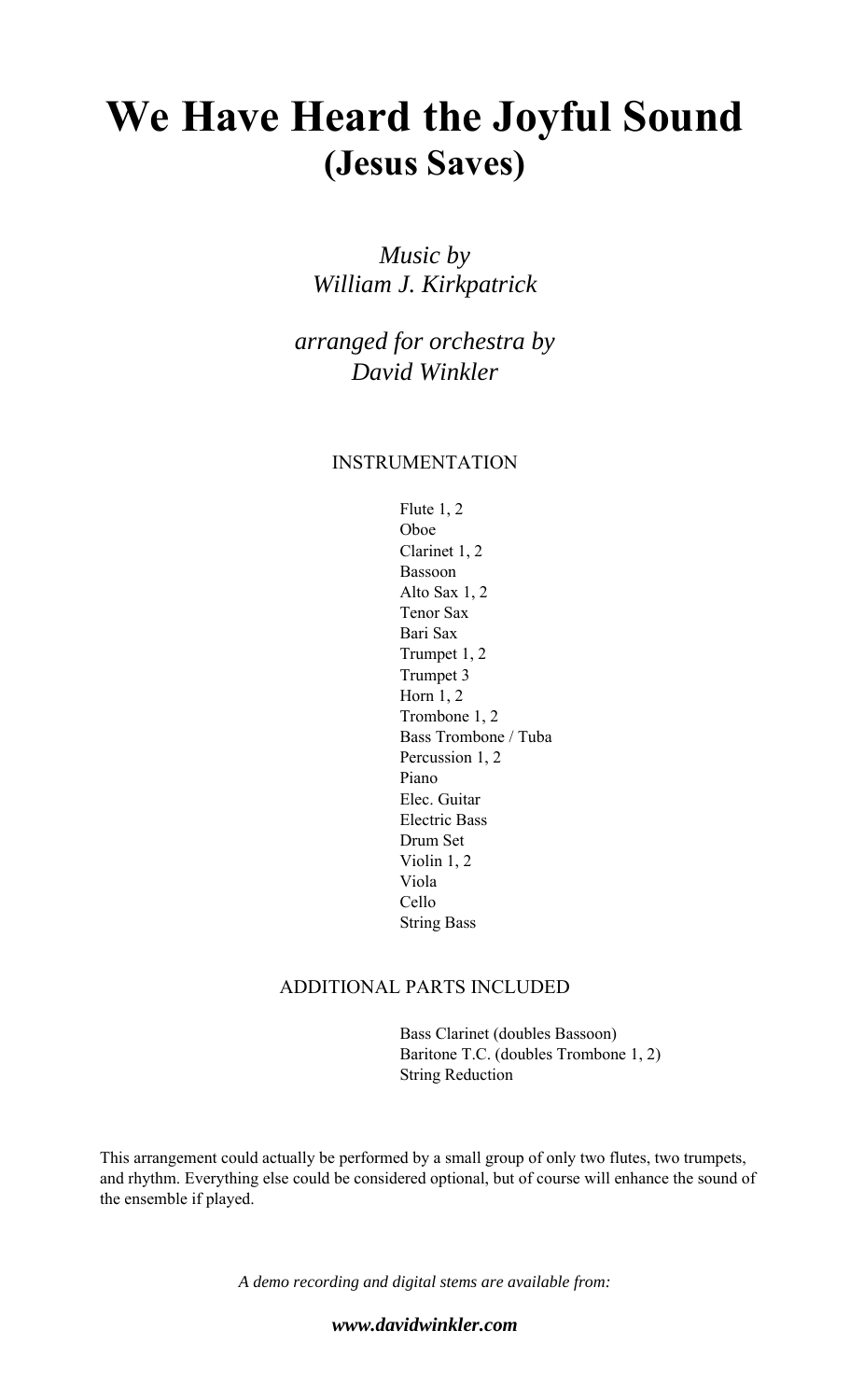# We Have Heard the Joyful Sound
## (Jesus Saves)

*Music by*
*William J. Kirkpatrick*

*arranged for orchestra by*
*David Winkler*

INSTRUMENTATION

Flute 1, 2
Oboe
Clarinet 1, 2
Bassoon
Alto Sax 1, 2
Tenor Sax
Bari Sax
Trumpet 1, 2
Trumpet 3
Horn 1, 2
Trombone 1, 2
Bass Trombone / Tuba
Percussion 1, 2
Piano
Elec. Guitar
Electric Bass
Drum Set
Violin 1, 2
Viola
Cello
String Bass

ADDITIONAL PARTS INCLUDED

Bass Clarinet (doubles Bassoon)
Baritone T.C. (doubles Trombone 1, 2)
String Reduction

This arrangement could actually be performed by a small group of only two flutes, two trumpets, and rhythm. Everything else could be considered optional, but of course will enhance the sound of the ensemble if played.

*A demo recording and digital stems are available from:*

***www.davidwinkler.com***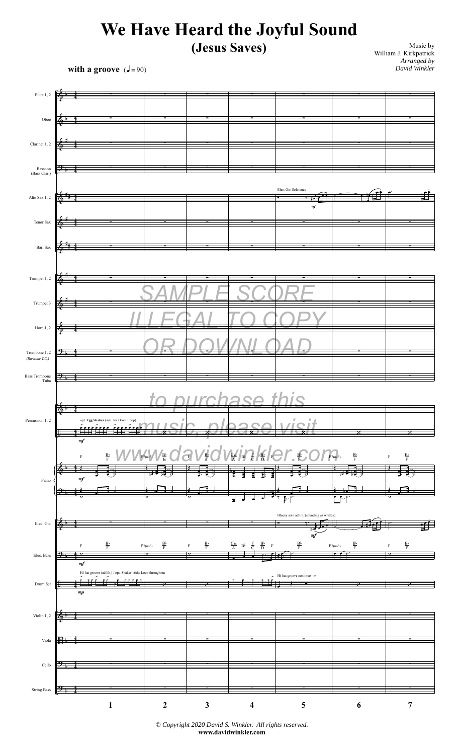# We Have Heard the Joyful Sound
## (Jesus Saves)

Music by
William J. Kirkpatrick
*Arranged by*
*David Winkler*

**with a groove** (♩= 90)

SAMPLE SCORE
ILLEGAL TO COPY
OR DOWNLOAD

to purchase this
music, please visit
www.davidwinkler.com

*© Copyright 2020 David S. Winkler. All rights reserved.*
**www.davidwinkler.com**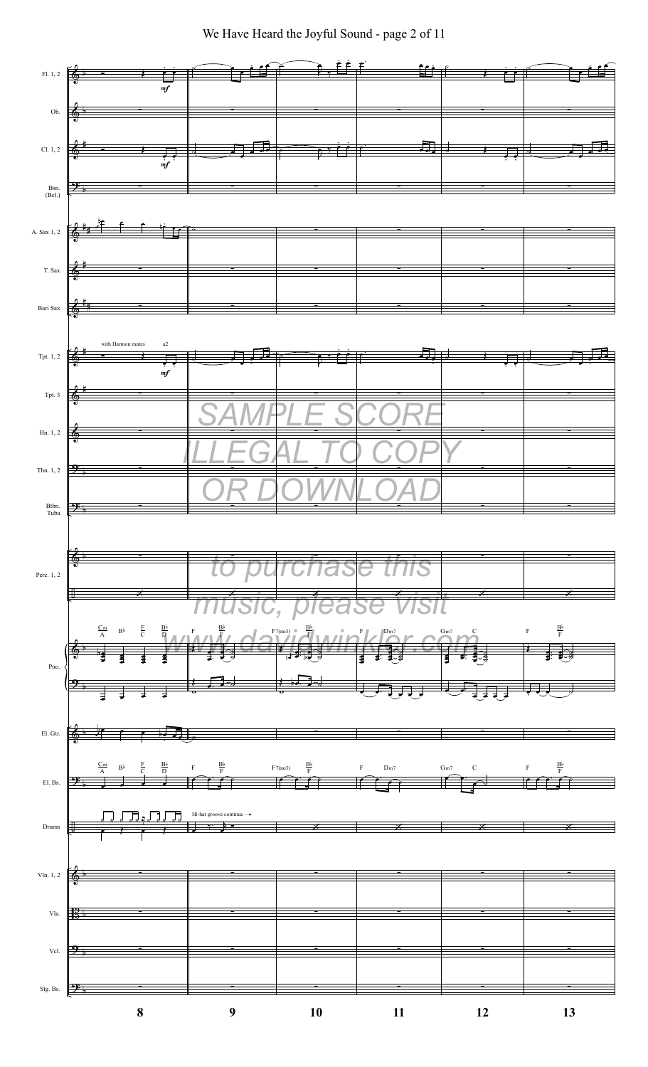SAMPLE SCORE

ILLEGAL TO COPY

OR DOWNLOAD

to purchase this

music, please visit

www.davidwinkler.com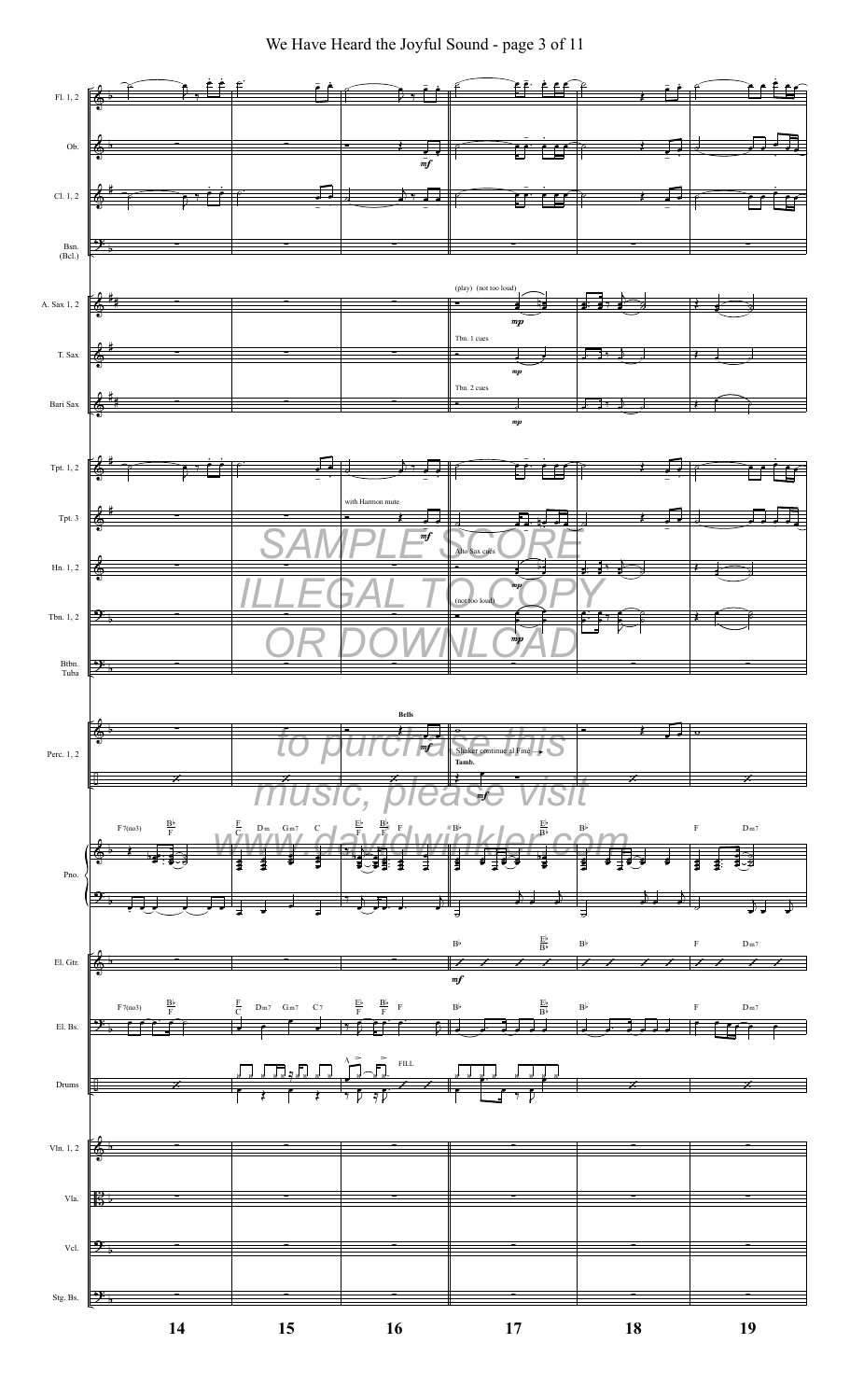SAMPLE SCORE

ILLEGAL TO COPY OR DOWNLOAD

to purchase this music, please visit www.davidwinkler.com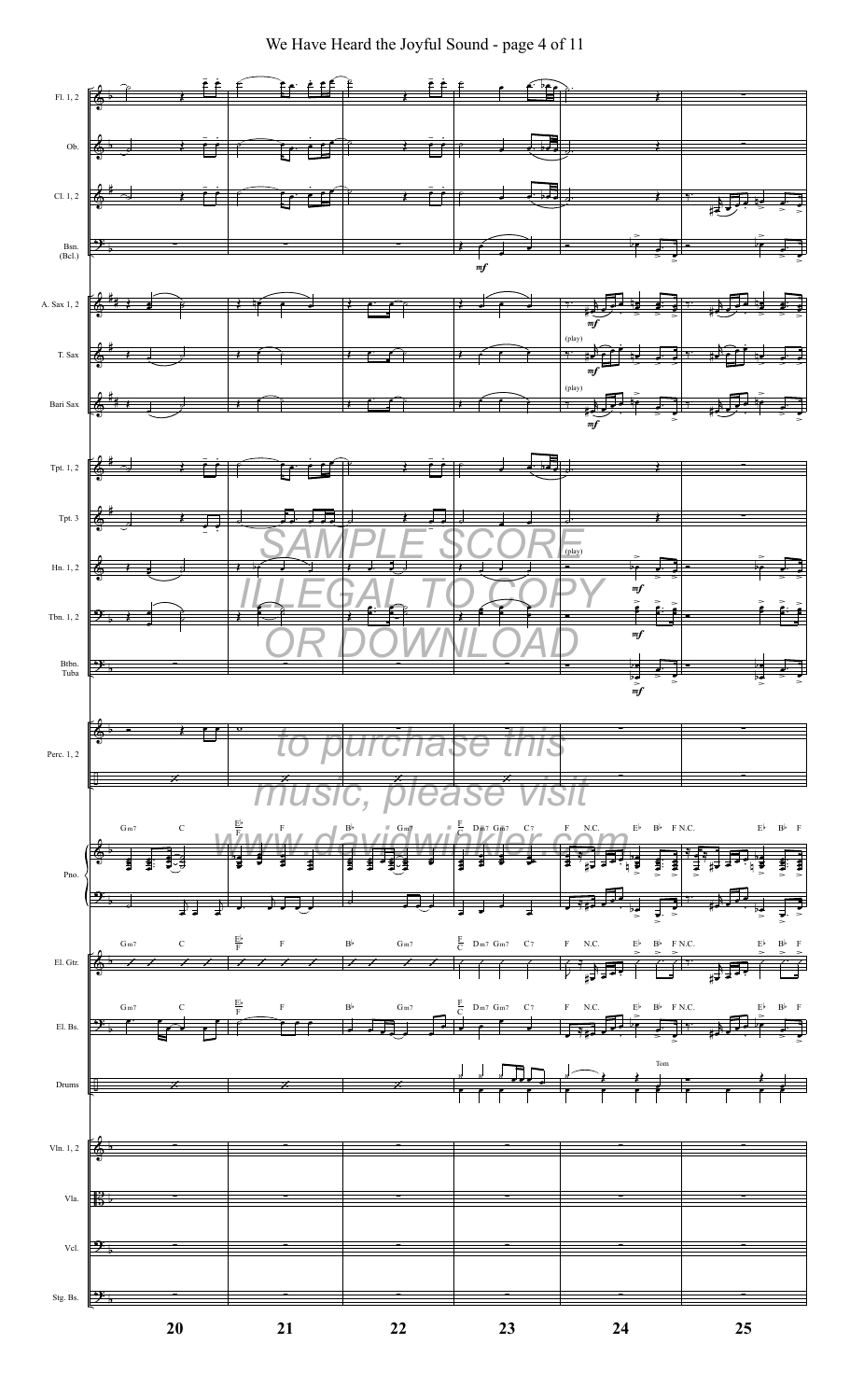# We Have Heard the Joyful Sound - page 4 of 11

SAMPLE SCORE

ILLEGAL TO COPY

OR DOWNLOAD

to purchase this

music, please visit

www.davidwinkler.com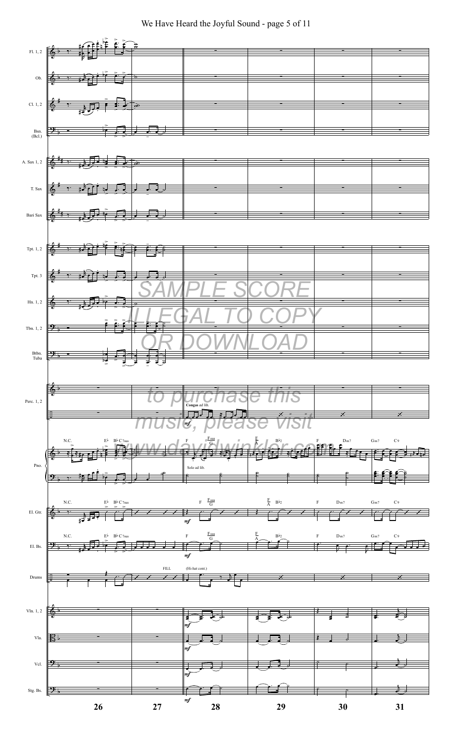SAMPLE SCORE

ILLEGAL TO COPY

OR DOWNLOAD

to purchase this music, please visit www.davidwinkler.com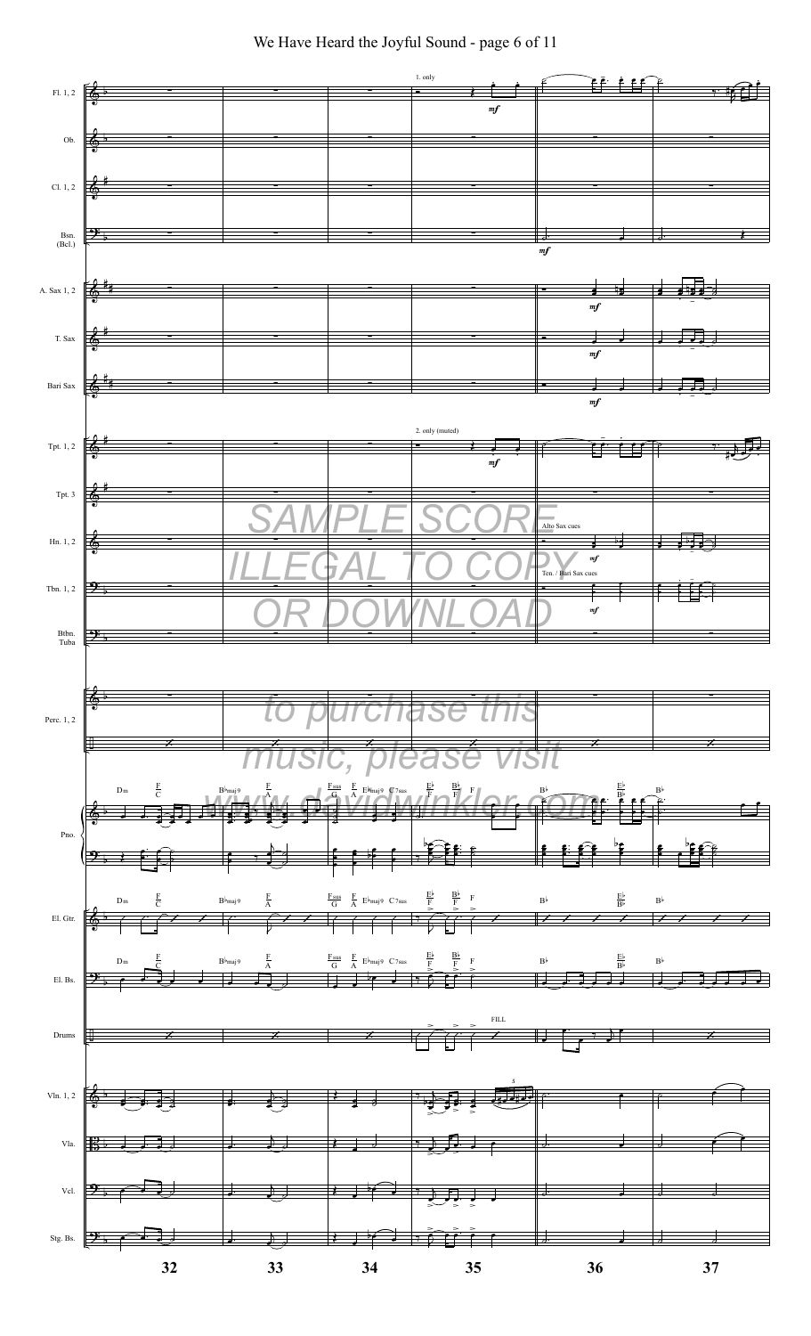SAMPLE SCORE

ILLEGAL TO COPY

OR DOWNLOAD

to purchase this

music, please visit

www.davidwinkler.com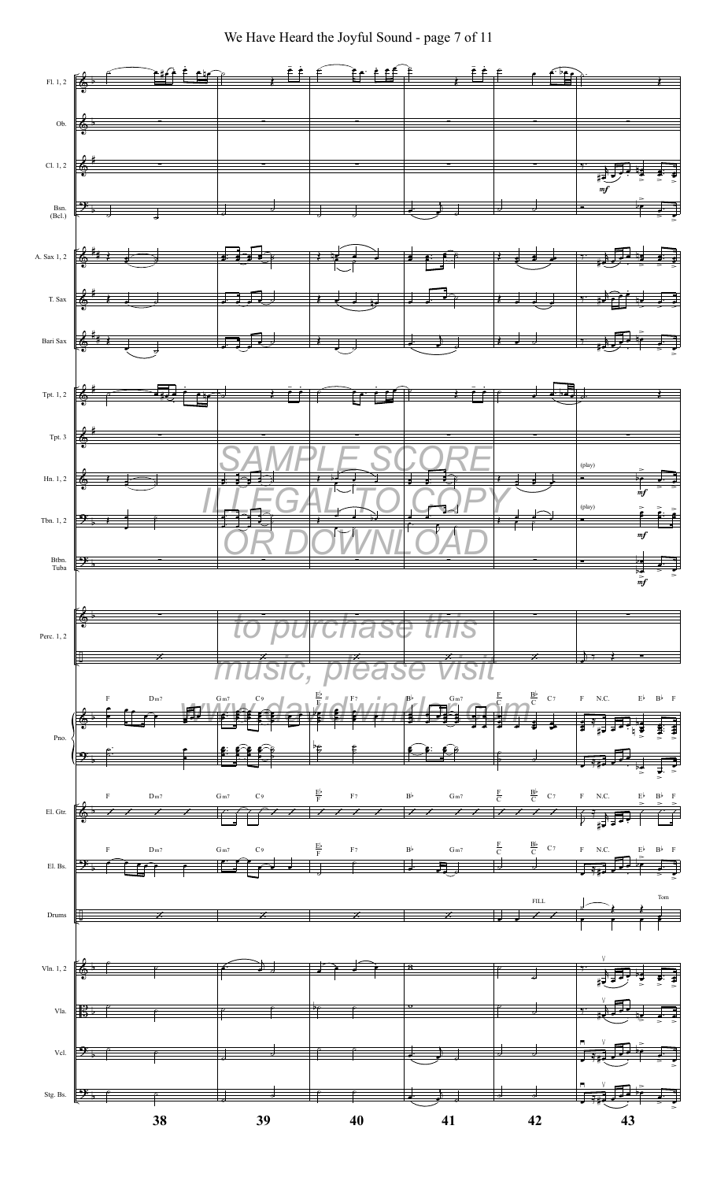# We Have Heard the Joyful Sound - page 7 of 11

SAMPLE SCORE

ILLEGAL TO COPY

OR DOWNLOAD

to purchase this

music, please visit

www.davidwinkler.com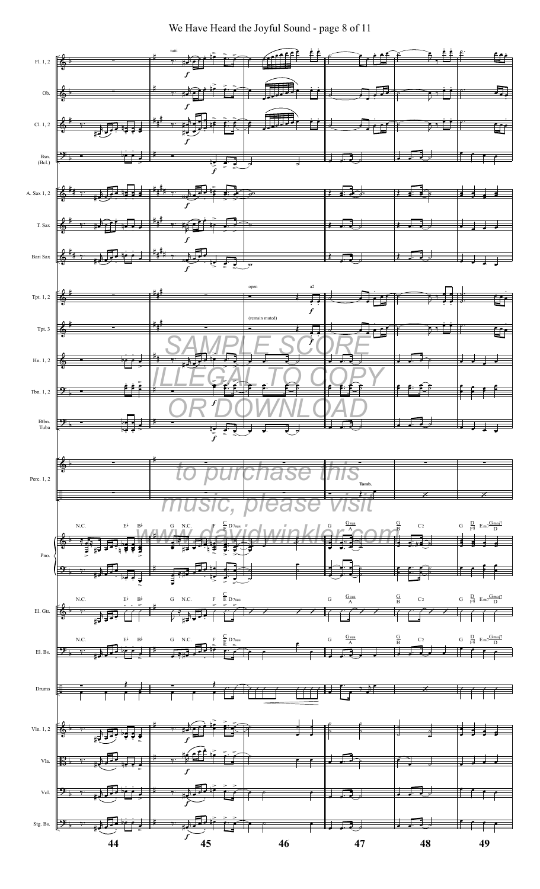We Have Heard the Joyful Sound - page 8 of 11

SAMPLE SCORE

ILLEGAL TO COPY

OR DOWNLOAD

to purchase this

music, please visit

www.davidwinkler.com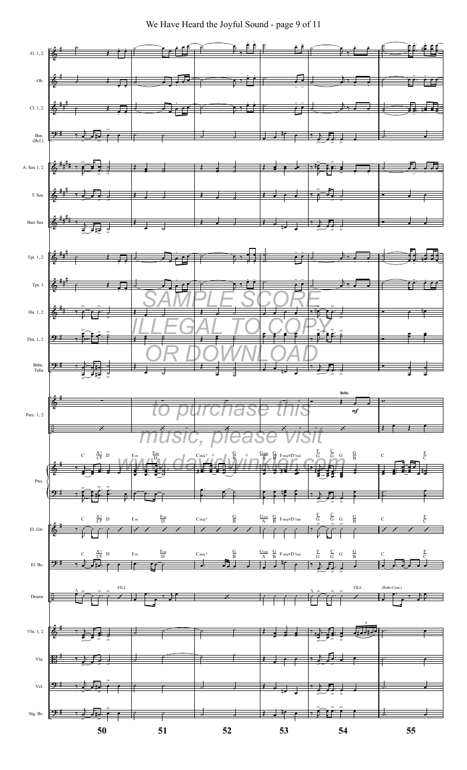SAMPLE SCORE

ILLEGAL TO COPY

OR DOWNLOAD

to purchase this

music, please visit

www.davidwinkler.com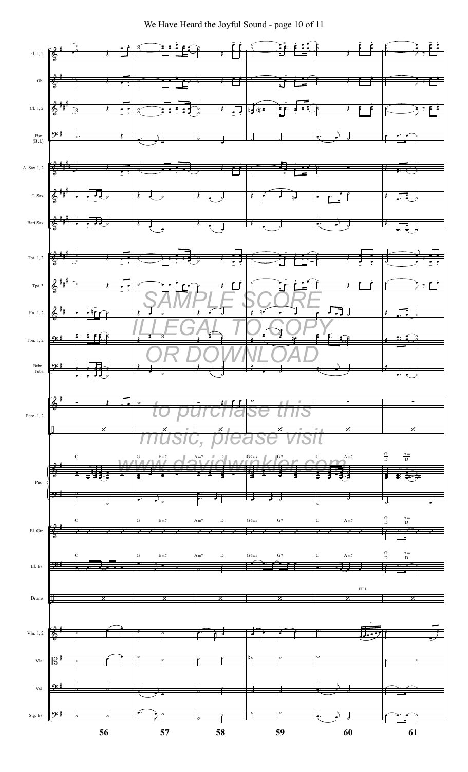We Have Heard the Joyful Sound - page 10 of 11

SAMPLE SCORE

ILLEGAL TO COPY

OR DOWNLOAD

to purchase this

music, please visit

www.davidwinkler.com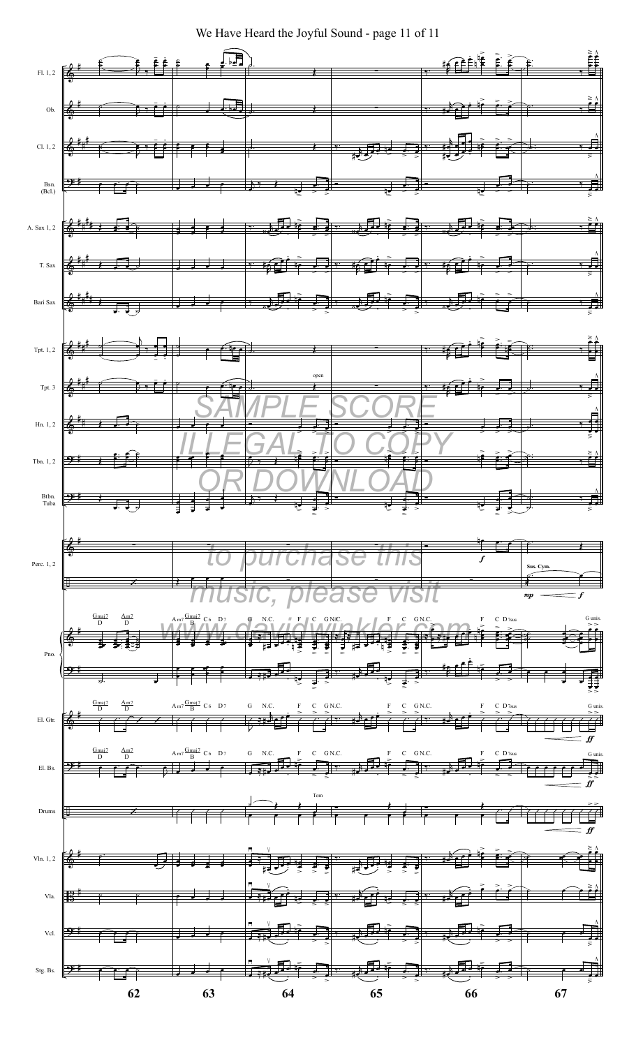We Have Heard the Joyful Sound - page 11 of 11

SAMPLE SCORE

ILLEGAL TO COPY

OR DOWNLOAD

to purchase this

music, please visit

www.davidwinkler.com